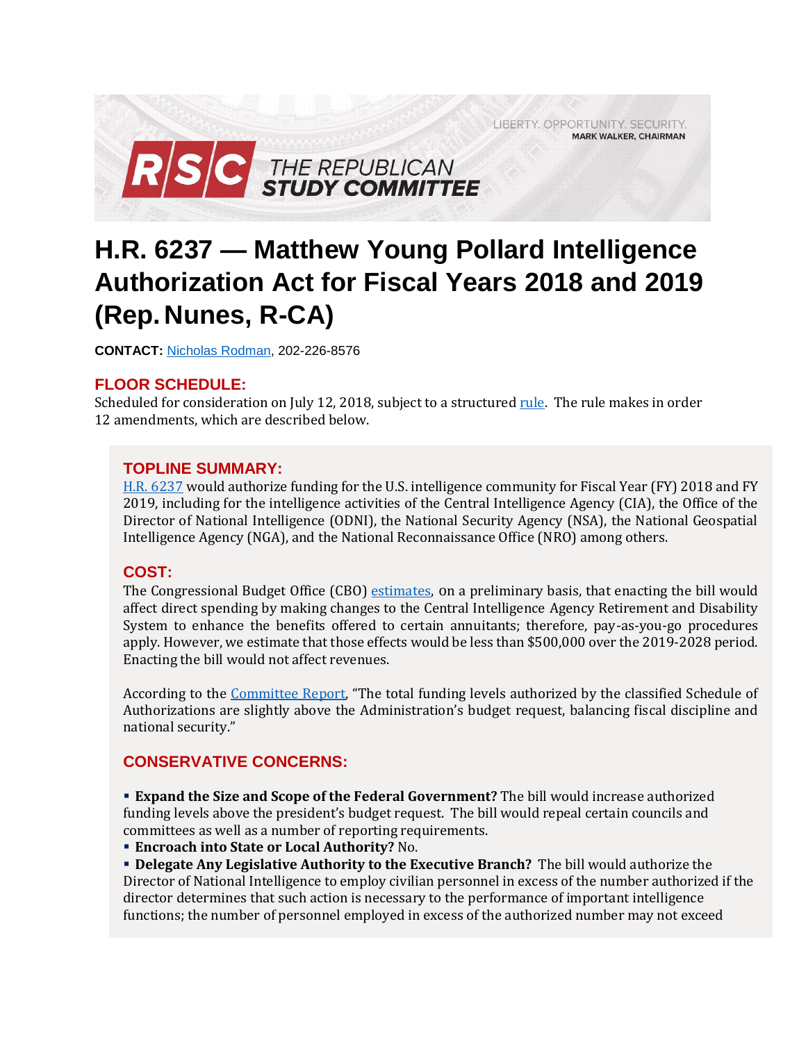LIBERTY. OPPORTUNITY. SECURITY.
MARK WALKER, CHAIRMAN

RSC THE REPUBLICAN STUDY COMMITTEE

# H.R. 6237 — Matthew Young Pollard Intelligence Authorization Act for Fiscal Years 2018 and 2019 (Rep. Nunes, R-CA)

**CONTACT:** Nicholas Rodman, 202-226-8576

## FLOOR SCHEDULE:

Scheduled for consideration on July 12, 2018, subject to a structured rule. The rule makes in order 12 amendments, which are described below.

## TOPLINE SUMMARY:

H.R. 6237 would authorize funding for the U.S. intelligence community for Fiscal Year (FY) 2018 and FY 2019, including for the intelligence activities of the Central Intelligence Agency (CIA), the Office of the Director of National Intelligence (ODNI), the National Security Agency (NSA), the National Geospatial Intelligence Agency (NGA), and the National Reconnaissance Office (NRO) among others.

## COST:

The Congressional Budget Office (CBO) estimates, on a preliminary basis, that enacting the bill would affect direct spending by making changes to the Central Intelligence Agency Retirement and Disability System to enhance the benefits offered to certain annuitants; therefore, pay-as-you-go procedures apply. However, we estimate that those effects would be less than $500,000 over the 2019-2028 period. Enacting the bill would not affect revenues.

According to the Committee Report, "The total funding levels authorized by the classified Schedule of Authorizations are slightly above the Administration's budget request, balancing fiscal discipline and national security."

## CONSERVATIVE CONCERNS:

- **Expand the Size and Scope of the Federal Government?** The bill would increase authorized funding levels above the president's budget request. The bill would repeal certain councils and committees as well as a number of reporting requirements.
- **Encroach into State or Local Authority?** No.
- **Delegate Any Legislative Authority to the Executive Branch?** The bill would authorize the Director of National Intelligence to employ civilian personnel in excess of the number authorized if the director determines that such action is necessary to the performance of important intelligence functions; the number of personnel employed in excess of the authorized number may not exceed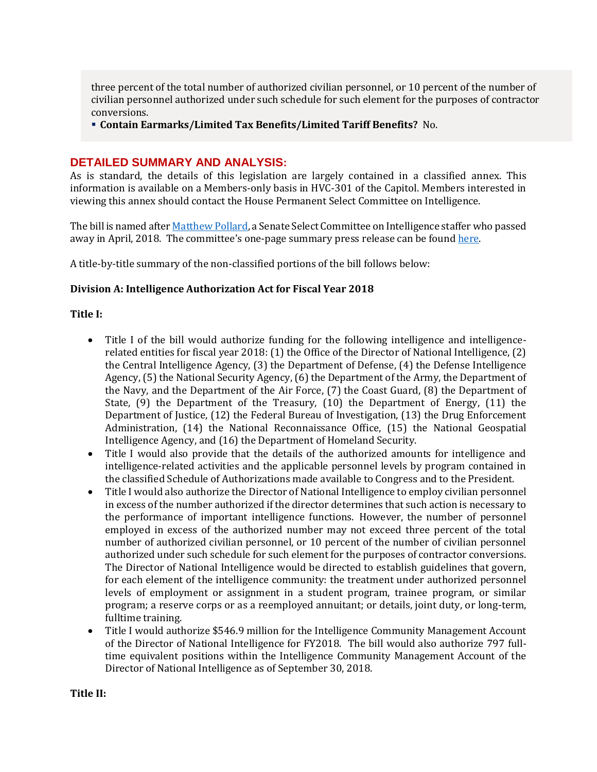three percent of the total number of authorized civilian personnel, or 10 percent of the number of civilian personnel authorized under such schedule for such element for the purposes of contractor conversions.

- **Contain Earmarks/Limited Tax Benefits/Limited Tariff Benefits?** No.

## DETAILED SUMMARY AND ANALYSIS:

As is standard, the details of this legislation are largely contained in a classified annex. This information is available on a Members-only basis in HVC-301 of the Capitol. Members interested in viewing this annex should contact the House Permanent Select Committee on Intelligence.

The bill is named after Matthew Pollard, a Senate Select Committee on Intelligence staffer who passed away in April, 2018. The committee's one-page summary press release can be found here.

A title-by-title summary of the non-classified portions of the bill follows below:

**Division A: Intelligence Authorization Act for Fiscal Year 2018**

**Title I:**

- Title I of the bill would authorize funding for the following intelligence and intelligence-related entities for fiscal year 2018: (1) the Office of the Director of National Intelligence, (2) the Central Intelligence Agency, (3) the Department of Defense, (4) the Defense Intelligence Agency, (5) the National Security Agency, (6) the Department of the Army, the Department of the Navy, and the Department of the Air Force, (7) the Coast Guard, (8) the Department of State, (9) the Department of the Treasury, (10) the Department of Energy, (11) the Department of Justice, (12) the Federal Bureau of Investigation, (13) the Drug Enforcement Administration, (14) the National Reconnaissance Office, (15) the National Geospatial Intelligence Agency, and (16) the Department of Homeland Security.
- Title I would also provide that the details of the authorized amounts for intelligence and intelligence-related activities and the applicable personnel levels by program contained in the classified Schedule of Authorizations made available to Congress and to the President.
- Title I would also authorize the Director of National Intelligence to employ civilian personnel in excess of the number authorized if the director determines that such action is necessary to the performance of important intelligence functions. However, the number of personnel employed in excess of the authorized number may not exceed three percent of the total number of authorized civilian personnel, or 10 percent of the number of civilian personnel authorized under such schedule for such element for the purposes of contractor conversions. The Director of National Intelligence would be directed to establish guidelines that govern, for each element of the intelligence community: the treatment under authorized personnel levels of employment or assignment in a student program, trainee program, or similar program; a reserve corps or as a reemployed annuitant; or details, joint duty, or long-term, fulltime training.
- Title I would authorize $546.9 million for the Intelligence Community Management Account of the Director of National Intelligence for FY2018. The bill would also authorize 797 full-time equivalent positions within the Intelligence Community Management Account of the Director of National Intelligence as of September 30, 2018.

**Title II:**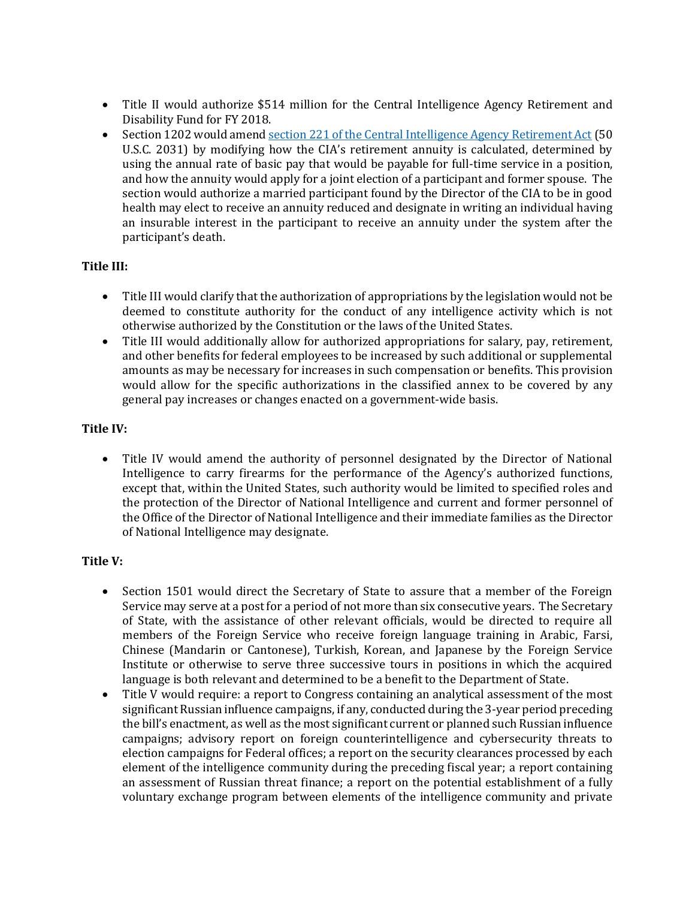- Title II would authorize $514 million for the Central Intelligence Agency Retirement and Disability Fund for FY 2018.
- Section 1202 would amend section 221 of the Central Intelligence Agency Retirement Act (50 U.S.C. 2031) by modifying how the CIA's retirement annuity is calculated, determined by using the annual rate of basic pay that would be payable for full-time service in a position, and how the annuity would apply for a joint election of a participant and former spouse. The section would authorize a married participant found by the Director of the CIA to be in good health may elect to receive an annuity reduced and designate in writing an individual having an insurable interest in the participant to receive an annuity under the system after the participant's death.

**Title III:**

- Title III would clarify that the authorization of appropriations by the legislation would not be deemed to constitute authority for the conduct of any intelligence activity which is not otherwise authorized by the Constitution or the laws of the United States.
- Title III would additionally allow for authorized appropriations for salary, pay, retirement, and other benefits for federal employees to be increased by such additional or supplemental amounts as may be necessary for increases in such compensation or benefits. This provision would allow for the specific authorizations in the classified annex to be covered by any general pay increases or changes enacted on a government-wide basis.

**Title IV:**

- Title IV would amend the authority of personnel designated by the Director of National Intelligence to carry firearms for the performance of the Agency's authorized functions, except that, within the United States, such authority would be limited to specified roles and the protection of the Director of National Intelligence and current and former personnel of the Office of the Director of National Intelligence and their immediate families as the Director of National Intelligence may designate.

**Title V:**

- Section 1501 would direct the Secretary of State to assure that a member of the Foreign Service may serve at a post for a period of not more than six consecutive years. The Secretary of State, with the assistance of other relevant officials, would be directed to require all members of the Foreign Service who receive foreign language training in Arabic, Farsi, Chinese (Mandarin or Cantonese), Turkish, Korean, and Japanese by the Foreign Service Institute or otherwise to serve three successive tours in positions in which the acquired language is both relevant and determined to be a benefit to the Department of State.
- Title V would require: a report to Congress containing an analytical assessment of the most significant Russian influence campaigns, if any, conducted during the 3-year period preceding the bill's enactment, as well as the most significant current or planned such Russian influence campaigns; advisory report on foreign counterintelligence and cybersecurity threats to election campaigns for Federal offices; a report on the security clearances processed by each element of the intelligence community during the preceding fiscal year; a report containing an assessment of Russian threat finance; a report on the potential establishment of a fully voluntary exchange program between elements of the intelligence community and private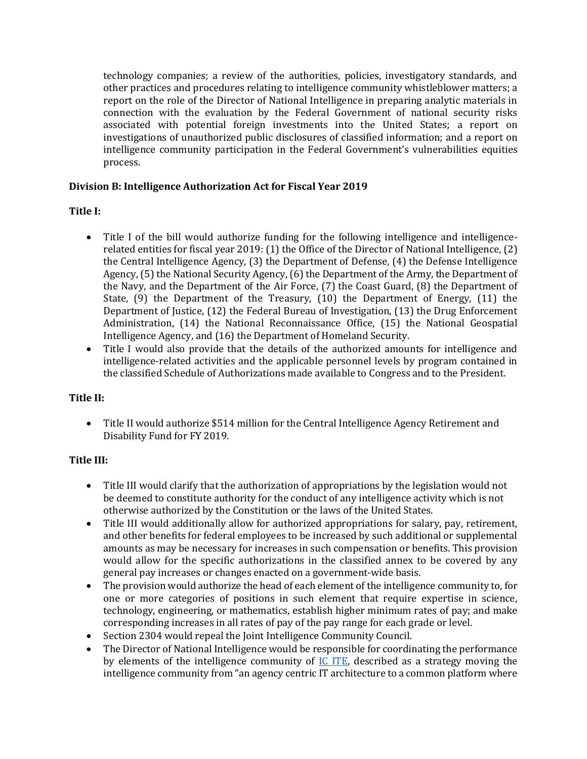technology companies; a review of the authorities, policies, investigatory standards, and other practices and procedures relating to intelligence community whistleblower matters; a report on the role of the Director of National Intelligence in preparing analytic materials in connection with the evaluation by the Federal Government of national security risks associated with potential foreign investments into the United States; a report on investigations of unauthorized public disclosures of classified information; and a report on intelligence community participation in the Federal Government's vulnerabilities equities process.

**Division B: Intelligence Authorization Act for Fiscal Year 2019**

**Title I:**

- Title I of the bill would authorize funding for the following intelligence and intelligence-related entities for fiscal year 2019: (1) the Office of the Director of National Intelligence, (2) the Central Intelligence Agency, (3) the Department of Defense, (4) the Defense Intelligence Agency, (5) the National Security Agency, (6) the Department of the Army, the Department of the Navy, and the Department of the Air Force, (7) the Coast Guard, (8) the Department of State, (9) the Department of the Treasury, (10) the Department of Energy, (11) the Department of Justice, (12) the Federal Bureau of Investigation, (13) the Drug Enforcement Administration, (14) the National Reconnaissance Office, (15) the National Geospatial Intelligence Agency, and (16) the Department of Homeland Security.
- Title I would also provide that the details of the authorized amounts for intelligence and intelligence-related activities and the applicable personnel levels by program contained in the classified Schedule of Authorizations made available to Congress and to the President.

**Title II:**

- Title II would authorize $514 million for the Central Intelligence Agency Retirement and Disability Fund for FY 2019.

**Title III:**

- Title III would clarify that the authorization of appropriations by the legislation would not be deemed to constitute authority for the conduct of any intelligence activity which is not otherwise authorized by the Constitution or the laws of the United States.
- Title III would additionally allow for authorized appropriations for salary, pay, retirement, and other benefits for federal employees to be increased by such additional or supplemental amounts as may be necessary for increases in such compensation or benefits. This provision would allow for the specific authorizations in the classified annex to be covered by any general pay increases or changes enacted on a government-wide basis.
- The provision would authorize the head of each element of the intelligence community to, for one or more categories of positions in such element that require expertise in science, technology, engineering, or mathematics, establish higher minimum rates of pay; and make corresponding increases in all rates of pay of the pay range for each grade or level.
- Section 2304 would repeal the Joint Intelligence Community Council.
- The Director of National Intelligence would be responsible for coordinating the performance by elements of the intelligence community of IC ITE, described as a strategy moving the intelligence community from "an agency centric IT architecture to a common platform where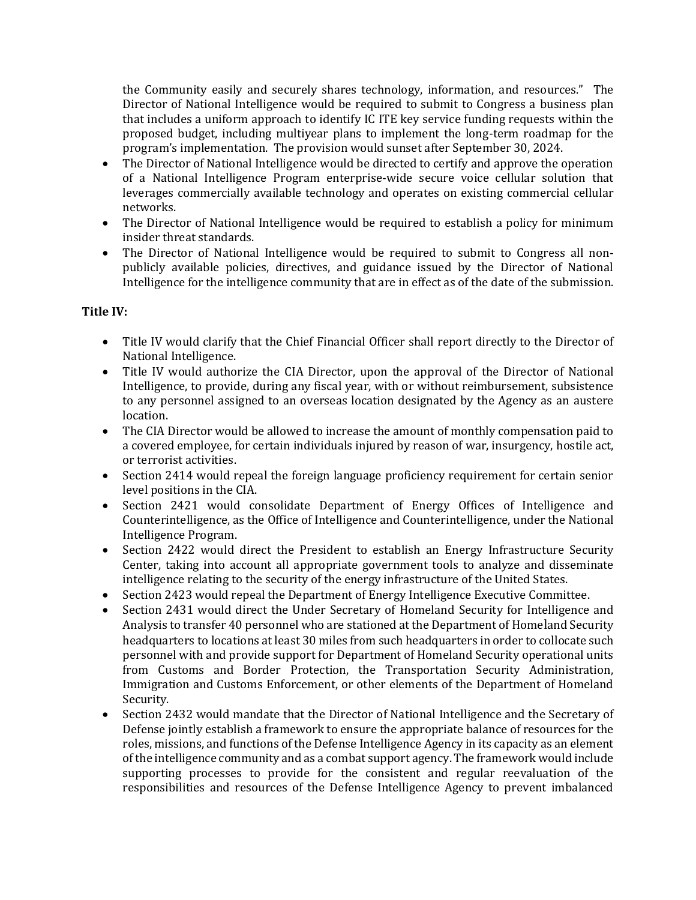the Community easily and securely shares technology, information, and resources." The Director of National Intelligence would be required to submit to Congress a business plan that includes a uniform approach to identify IC ITE key service funding requests within the proposed budget, including multiyear plans to implement the long-term roadmap for the program's implementation. The provision would sunset after September 30, 2024.

- The Director of National Intelligence would be directed to certify and approve the operation of a National Intelligence Program enterprise-wide secure voice cellular solution that leverages commercially available technology and operates on existing commercial cellular networks.
- The Director of National Intelligence would be required to establish a policy for minimum insider threat standards.
- The Director of National Intelligence would be required to submit to Congress all non-publicly available policies, directives, and guidance issued by the Director of National Intelligence for the intelligence community that are in effect as of the date of the submission.

**Title IV:**

- Title IV would clarify that the Chief Financial Officer shall report directly to the Director of National Intelligence.
- Title IV would authorize the CIA Director, upon the approval of the Director of National Intelligence, to provide, during any fiscal year, with or without reimbursement, subsistence to any personnel assigned to an overseas location designated by the Agency as an austere location.
- The CIA Director would be allowed to increase the amount of monthly compensation paid to a covered employee, for certain individuals injured by reason of war, insurgency, hostile act, or terrorist activities.
- Section 2414 would repeal the foreign language proficiency requirement for certain senior level positions in the CIA.
- Section 2421 would consolidate Department of Energy Offices of Intelligence and Counterintelligence, as the Office of Intelligence and Counterintelligence, under the National Intelligence Program.
- Section 2422 would direct the President to establish an Energy Infrastructure Security Center, taking into account all appropriate government tools to analyze and disseminate intelligence relating to the security of the energy infrastructure of the United States.
- Section 2423 would repeal the Department of Energy Intelligence Executive Committee.
- Section 2431 would direct the Under Secretary of Homeland Security for Intelligence and Analysis to transfer 40 personnel who are stationed at the Department of Homeland Security headquarters to locations at least 30 miles from such headquarters in order to collocate such personnel with and provide support for Department of Homeland Security operational units from Customs and Border Protection, the Transportation Security Administration, Immigration and Customs Enforcement, or other elements of the Department of Homeland Security.
- Section 2432 would mandate that the Director of National Intelligence and the Secretary of Defense jointly establish a framework to ensure the appropriate balance of resources for the roles, missions, and functions of the Defense Intelligence Agency in its capacity as an element of the intelligence community and as a combat support agency. The framework would include supporting processes to provide for the consistent and regular reevaluation of the responsibilities and resources of the Defense Intelligence Agency to prevent imbalanced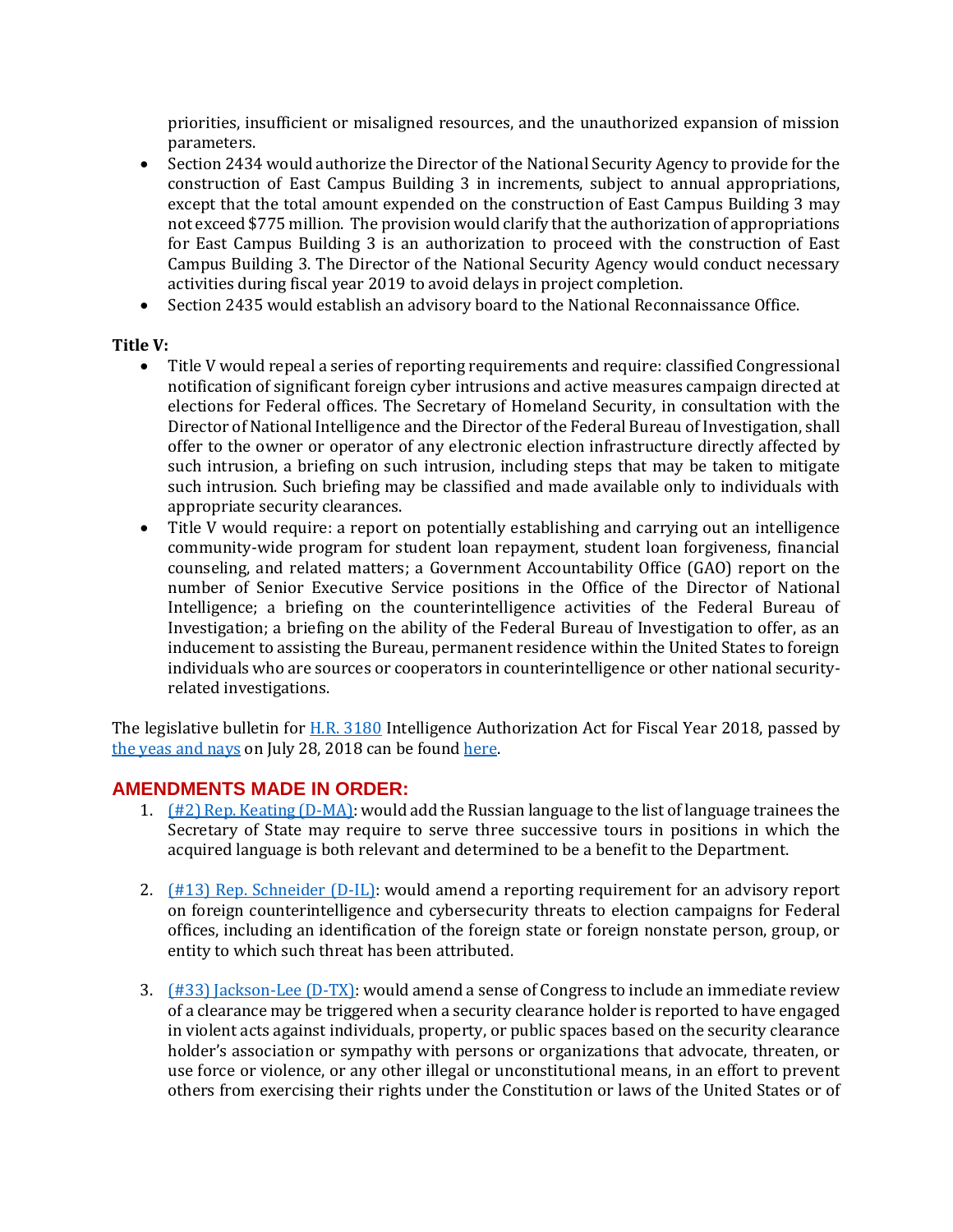priorities, insufficient or misaligned resources, and the unauthorized expansion of mission parameters.

- Section 2434 would authorize the Director of the National Security Agency to provide for the construction of East Campus Building 3 in increments, subject to annual appropriations, except that the total amount expended on the construction of East Campus Building 3 may not exceed $775 million. The provision would clarify that the authorization of appropriations for East Campus Building 3 is an authorization to proceed with the construction of East Campus Building 3. The Director of the National Security Agency would conduct necessary activities during fiscal year 2019 to avoid delays in project completion.
- Section 2435 would establish an advisory board to the National Reconnaissance Office.

**Title V:**

- Title V would repeal a series of reporting requirements and require: classified Congressional notification of significant foreign cyber intrusions and active measures campaign directed at elections for Federal offices. The Secretary of Homeland Security, in consultation with the Director of National Intelligence and the Director of the Federal Bureau of Investigation, shall offer to the owner or operator of any electronic election infrastructure directly affected by such intrusion, a briefing on such intrusion, including steps that may be taken to mitigate such intrusion. Such briefing may be classified and made available only to individuals with appropriate security clearances.
- Title V would require: a report on potentially establishing and carrying out an intelligence community-wide program for student loan repayment, student loan forgiveness, financial counseling, and related matters; a Government Accountability Office (GAO) report on the number of Senior Executive Service positions in the Office of the Director of National Intelligence; a briefing on the counterintelligence activities of the Federal Bureau of Investigation; a briefing on the ability of the Federal Bureau of Investigation to offer, as an inducement to assisting the Bureau, permanent residence within the United States to foreign individuals who are sources or cooperators in counterintelligence or other national security-related investigations.

The legislative bulletin for H.R. 3180 Intelligence Authorization Act for Fiscal Year 2018, passed by the yeas and nays on July 28, 2018 can be found here.

## AMENDMENTS MADE IN ORDER:

1. (#2) Rep. Keating (D-MA): would add the Russian language to the list of language trainees the Secretary of State may require to serve three successive tours in positions in which the acquired language is both relevant and determined to be a benefit to the Department.

2. (#13) Rep. Schneider (D-IL): would amend a reporting requirement for an advisory report on foreign counterintelligence and cybersecurity threats to election campaigns for Federal offices, including an identification of the foreign state or foreign nonstate person, group, or entity to which such threat has been attributed.

3. (#33) Jackson-Lee (D-TX): would amend a sense of Congress to include an immediate review of a clearance may be triggered when a security clearance holder is reported to have engaged in violent acts against individuals, property, or public spaces based on the security clearance holder's association or sympathy with persons or organizations that advocate, threaten, or use force or violence, or any other illegal or unconstitutional means, in an effort to prevent others from exercising their rights under the Constitution or laws of the United States or of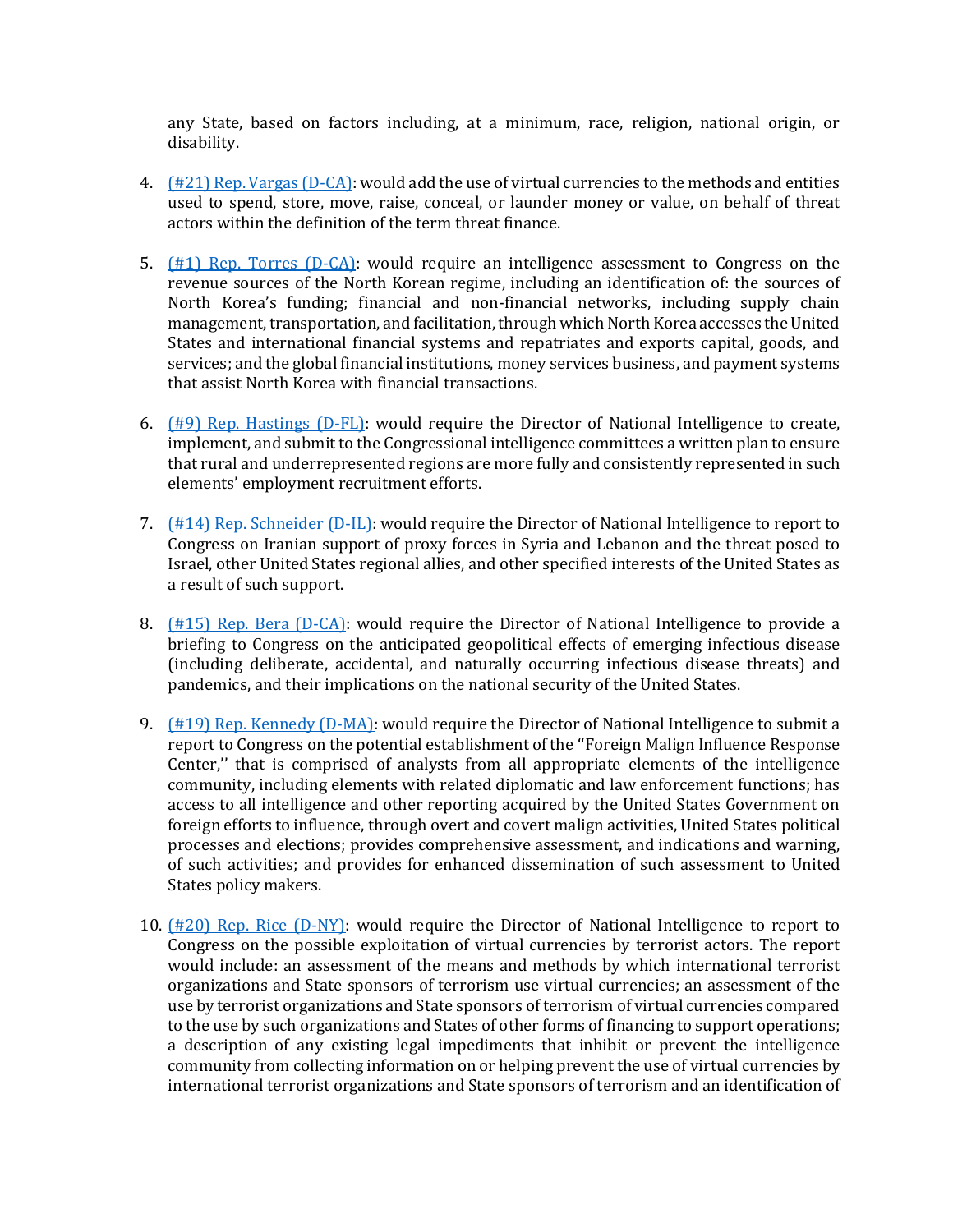any State, based on factors including, at a minimum, race, religion, national origin, or disability.

4. (#21) Rep. Vargas (D-CA): would add the use of virtual currencies to the methods and entities used to spend, store, move, raise, conceal, or launder money or value, on behalf of threat actors within the definition of the term threat finance.

5. (#1) Rep. Torres (D-CA): would require an intelligence assessment to Congress on the revenue sources of the North Korean regime, including an identification of: the sources of North Korea's funding; financial and non-financial networks, including supply chain management, transportation, and facilitation, through which North Korea accesses the United States and international financial systems and repatriates and exports capital, goods, and services; and the global financial institutions, money services business, and payment systems that assist North Korea with financial transactions.

6. (#9) Rep. Hastings (D-FL): would require the Director of National Intelligence to create, implement, and submit to the Congressional intelligence committees a written plan to ensure that rural and underrepresented regions are more fully and consistently represented in such elements' employment recruitment efforts.

7. (#14) Rep. Schneider (D-IL): would require the Director of National Intelligence to report to Congress on Iranian support of proxy forces in Syria and Lebanon and the threat posed to Israel, other United States regional allies, and other specified interests of the United States as a result of such support.

8. (#15) Rep. Bera (D-CA): would require the Director of National Intelligence to provide a briefing to Congress on the anticipated geopolitical effects of emerging infectious disease (including deliberate, accidental, and naturally occurring infectious disease threats) and pandemics, and their implications on the national security of the United States.

9. (#19) Rep. Kennedy (D-MA): would require the Director of National Intelligence to submit a report to Congress on the potential establishment of the "Foreign Malign Influence Response Center,'' that is comprised of analysts from all appropriate elements of the intelligence community, including elements with related diplomatic and law enforcement functions; has access to all intelligence and other reporting acquired by the United States Government on foreign efforts to influence, through overt and covert malign activities, United States political processes and elections; provides comprehensive assessment, and indications and warning, of such activities; and provides for enhanced dissemination of such assessment to United States policy makers.

10. (#20) Rep. Rice (D-NY): would require the Director of National Intelligence to report to Congress on the possible exploitation of virtual currencies by terrorist actors. The report would include: an assessment of the means and methods by which international terrorist organizations and State sponsors of terrorism use virtual currencies; an assessment of the use by terrorist organizations and State sponsors of terrorism of virtual currencies compared to the use by such organizations and States of other forms of financing to support operations; a description of any existing legal impediments that inhibit or prevent the intelligence community from collecting information on or helping prevent the use of virtual currencies by international terrorist organizations and State sponsors of terrorism and an identification of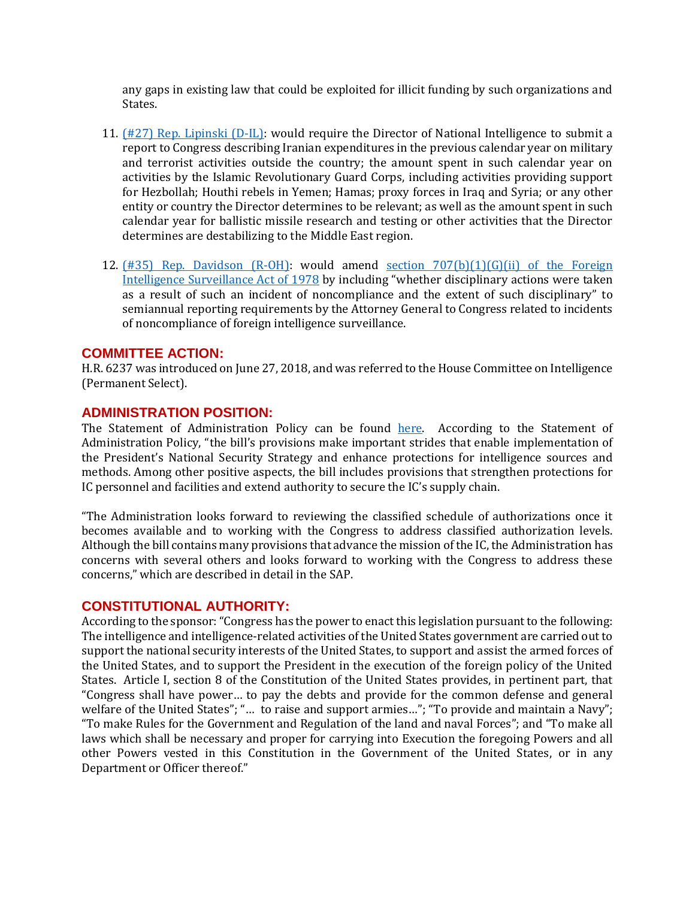any gaps in existing law that could be exploited for illicit funding by such organizations and States.

11. [(#27) Rep. Lipinski (D-IL)]: would require the Director of National Intelligence to submit a report to Congress describing Iranian expenditures in the previous calendar year on military and terrorist activities outside the country; the amount spent in such calendar year on activities by the Islamic Revolutionary Guard Corps, including activities providing support for Hezbollah; Houthi rebels in Yemen; Hamas; proxy forces in Iraq and Syria; or any other entity or country the Director determines to be relevant; as well as the amount spent in such calendar year for ballistic missile research and testing or other activities that the Director determines are destabilizing to the Middle East region.

12. [(#35) Rep. Davidson (R-OH)]: would amend [section 707(b)(1)(G)(ii) of the Foreign Intelligence Surveillance Act of 1978] by including "whether disciplinary actions were taken as a result of such an incident of noncompliance and the extent of such disciplinary" to semiannual reporting requirements by the Attorney General to Congress related to incidents of noncompliance of foreign intelligence surveillance.

## COMMITTEE ACTION:

H.R. 6237 was introduced on June 27, 2018, and was referred to the House Committee on Intelligence (Permanent Select).

## ADMINISTRATION POSITION:

The Statement of Administration Policy can be found [here]. According to the Statement of Administration Policy, "the bill's provisions make important strides that enable implementation of the President's National Security Strategy and enhance protections for intelligence sources and methods. Among other positive aspects, the bill includes provisions that strengthen protections for IC personnel and facilities and extend authority to secure the IC's supply chain.

"The Administration looks forward to reviewing the classified schedule of authorizations once it becomes available and to working with the Congress to address classified authorization levels. Although the bill contains many provisions that advance the mission of the IC, the Administration has concerns with several others and looks forward to working with the Congress to address these concerns," which are described in detail in the SAP.

## CONSTITUTIONAL AUTHORITY:

According to the sponsor: "Congress has the power to enact this legislation pursuant to the following: The intelligence and intelligence-related activities of the United States government are carried out to support the national security interests of the United States, to support and assist the armed forces of the United States, and to support the President in the execution of the foreign policy of the United States. Article I, section 8 of the Constitution of the United States provides, in pertinent part, that "Congress shall have power… to pay the debts and provide for the common defense and general welfare of the United States"; "… to raise and support armies…"; "To provide and maintain a Navy"; "To make Rules for the Government and Regulation of the land and naval Forces"; and "To make all laws which shall be necessary and proper for carrying into Execution the foregoing Powers and all other Powers vested in this Constitution in the Government of the United States, or in any Department or Officer thereof."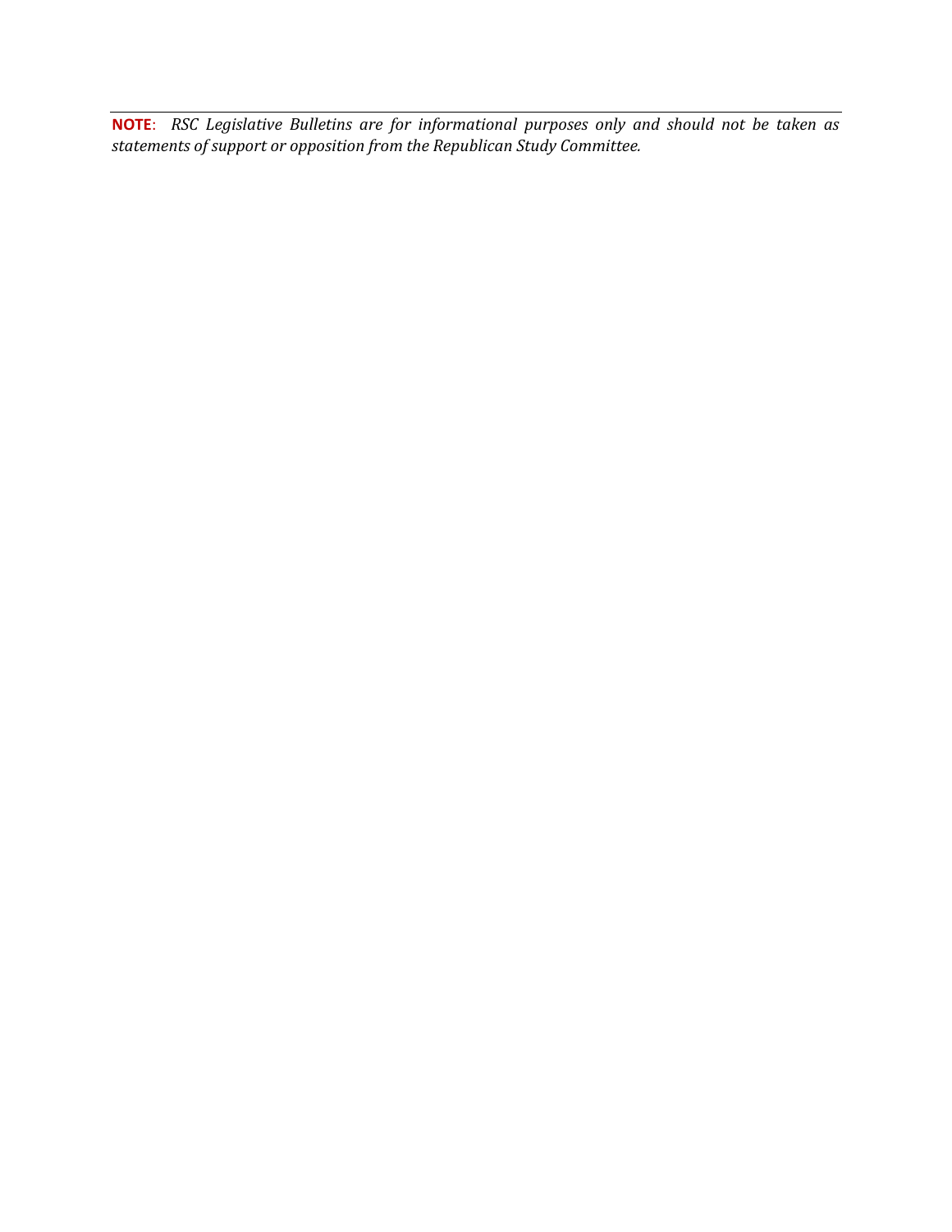---

**NOTE**: *RSC Legislative Bulletins are for informational purposes only and should not be taken as statements of support or opposition from the Republican Study Committee.*